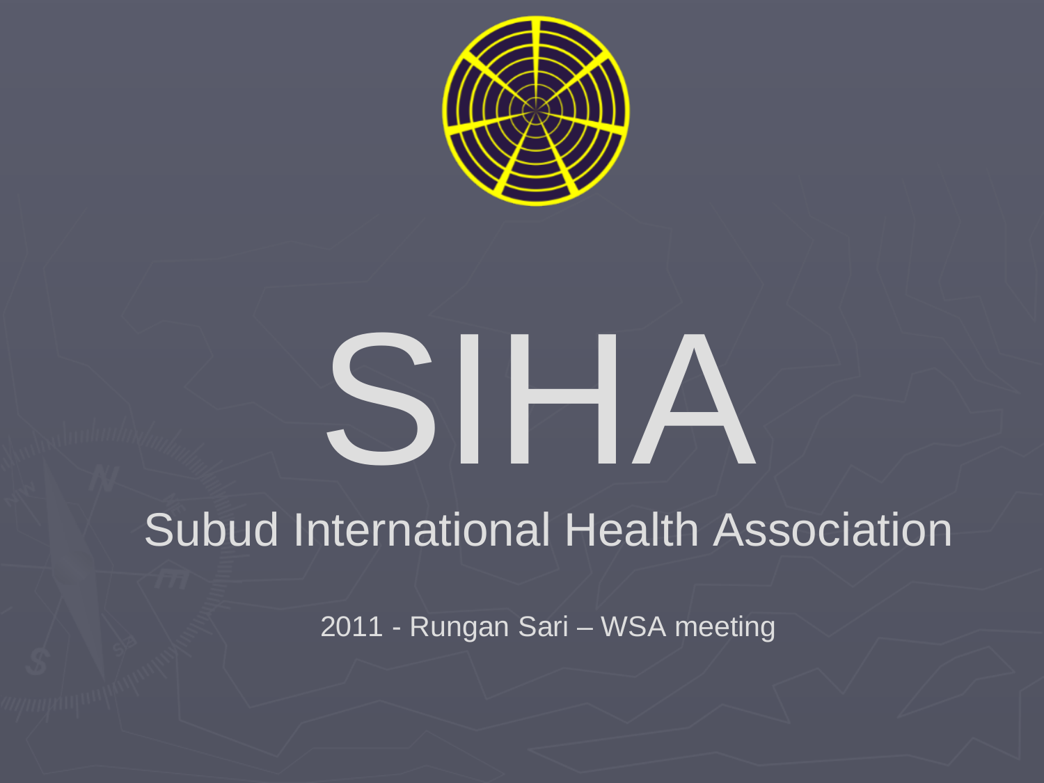# SIHA

## Subud International Health Association

2011 - Rungan Sari – WSA meeting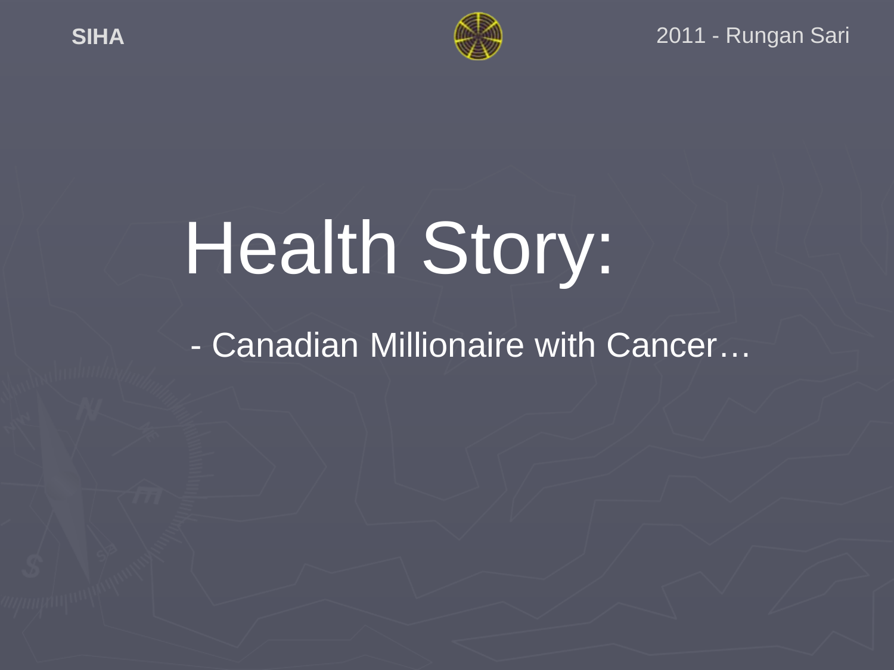# Health Story:

- Canadian Millionaire with Cancer…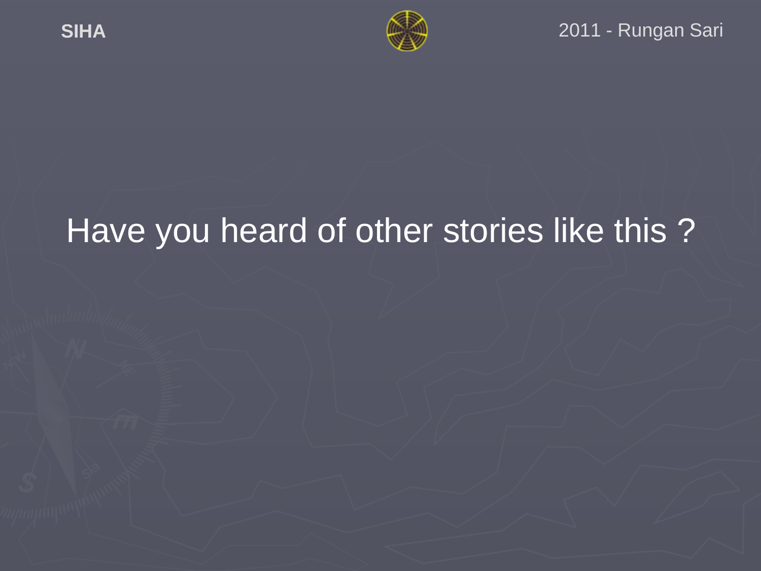Have you heard of other stories like this ?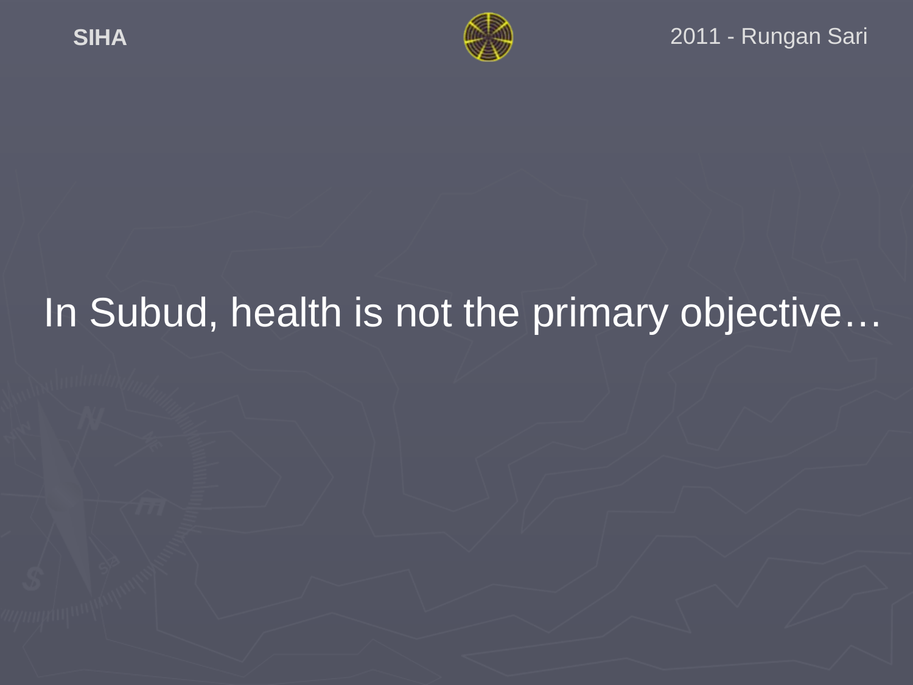In Subud, health is not the primary objective…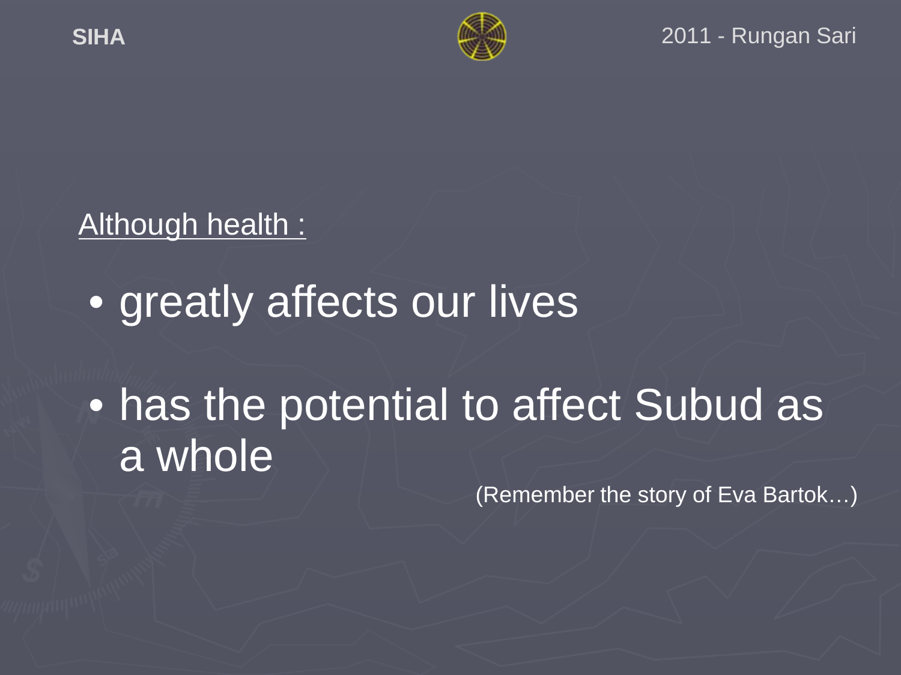<u>Although health :</u>

- greatly affects our lives
- has the potential to affect Subud as a whole

(Remember the story of Eva Bartok…)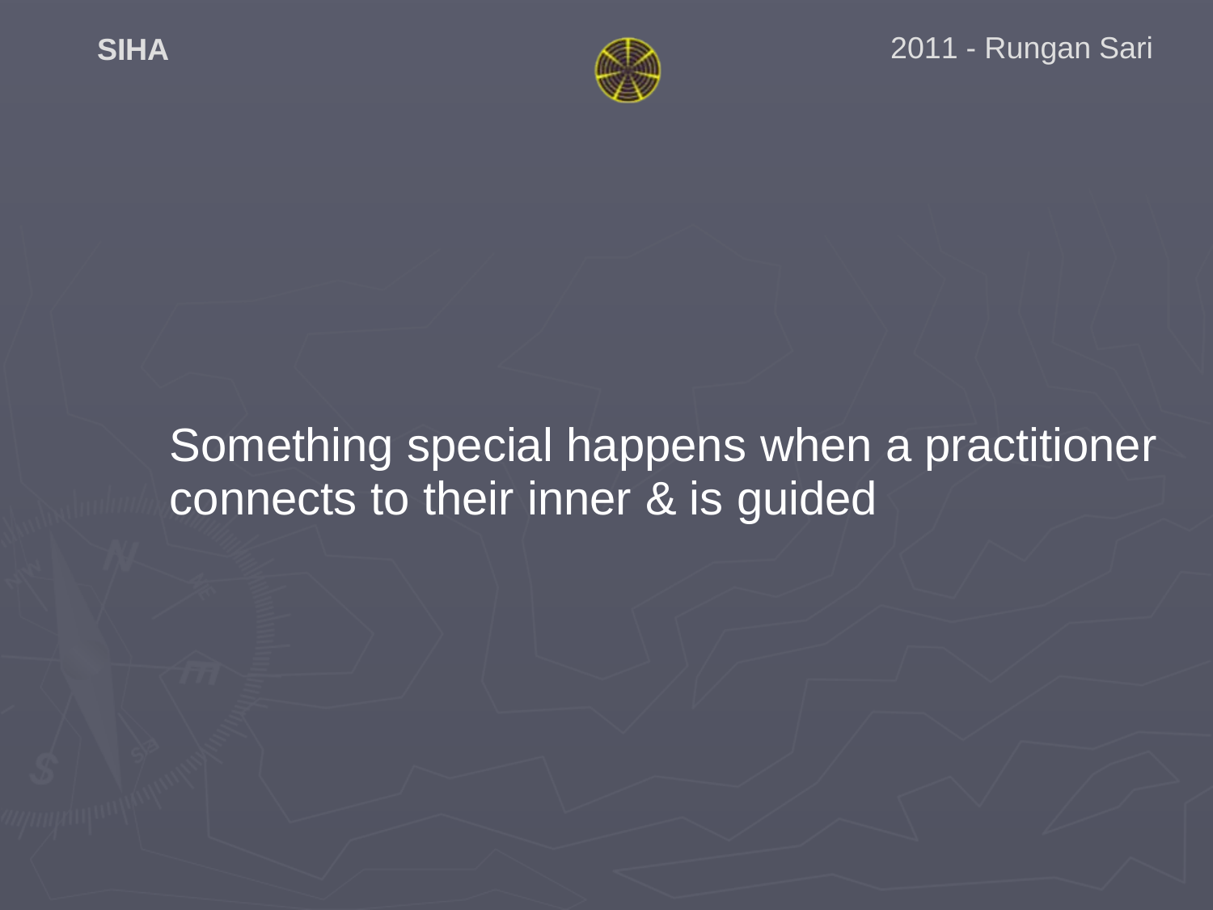Something special happens when a practitioner connects to their inner & is guided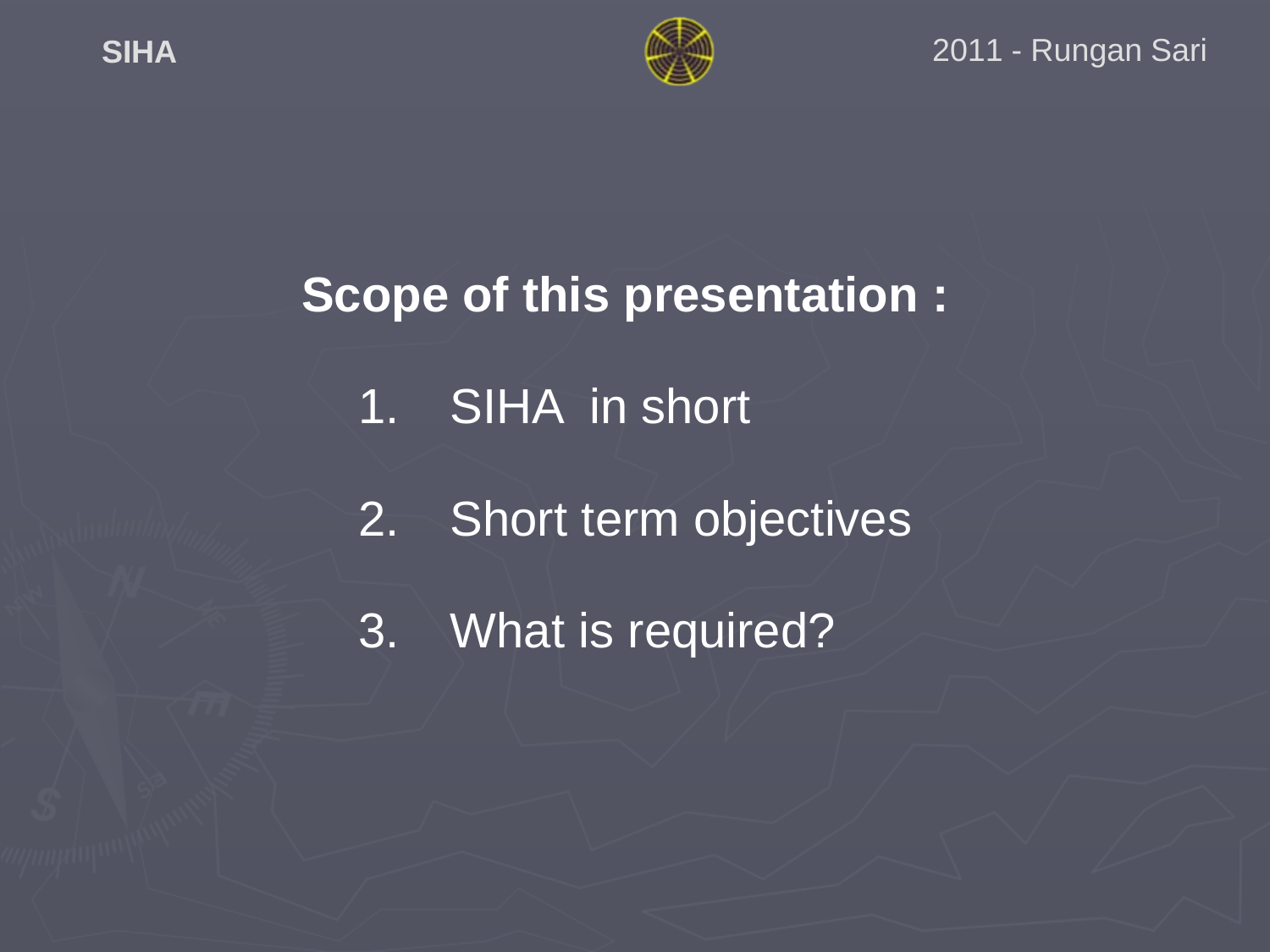## Scope of this presentation :

1. SIHA in short

2. Short term objectives

3. What is required?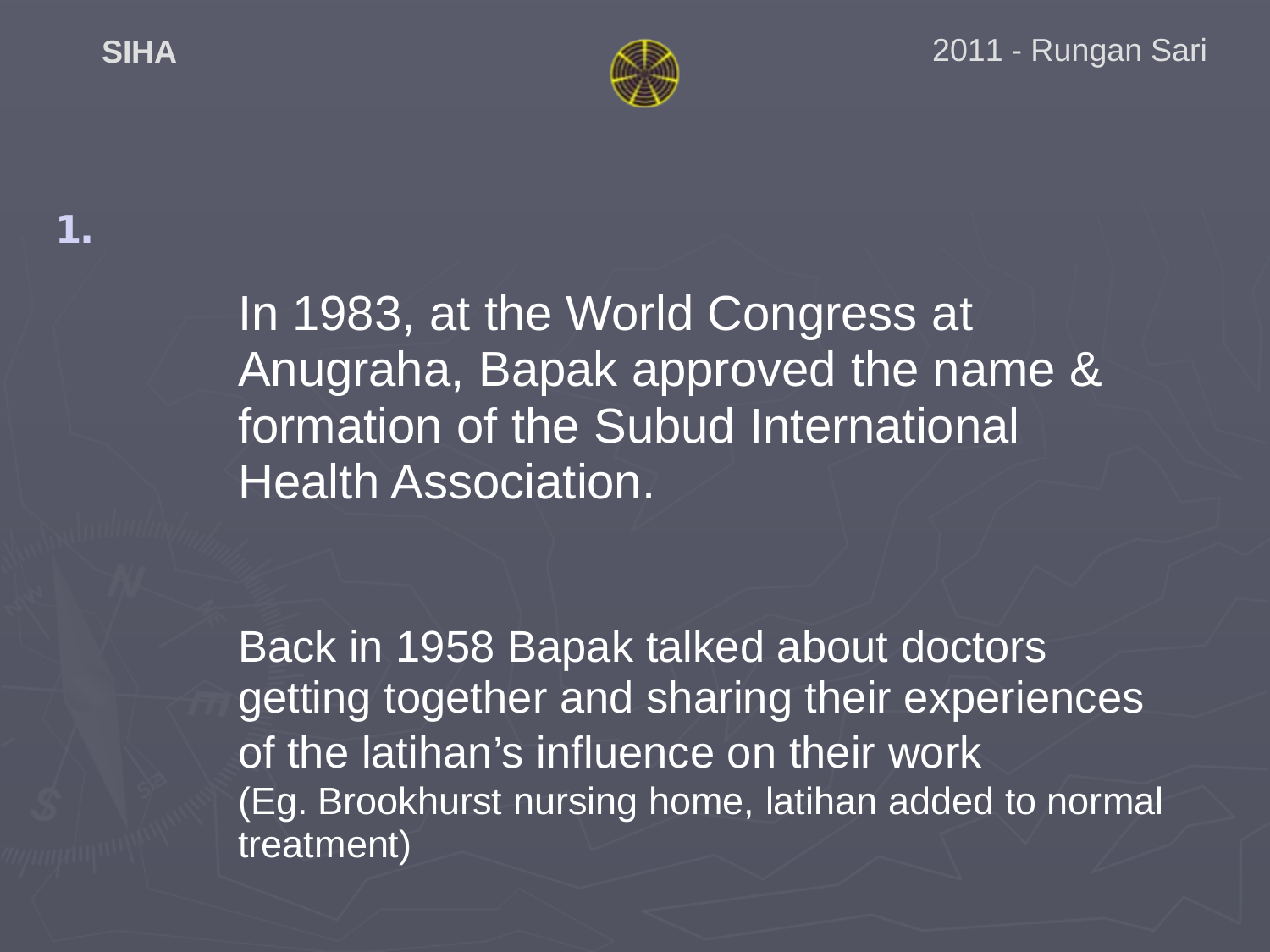1.

In 1983, at the World Congress at Anugraha, Bapak approved the name & formation of the Subud International Health Association.

Back in 1958 Bapak talked about doctors getting together and sharing their experiences of the latihan's influence on their work (Eg. Brookhurst nursing home, latihan added to normal treatment)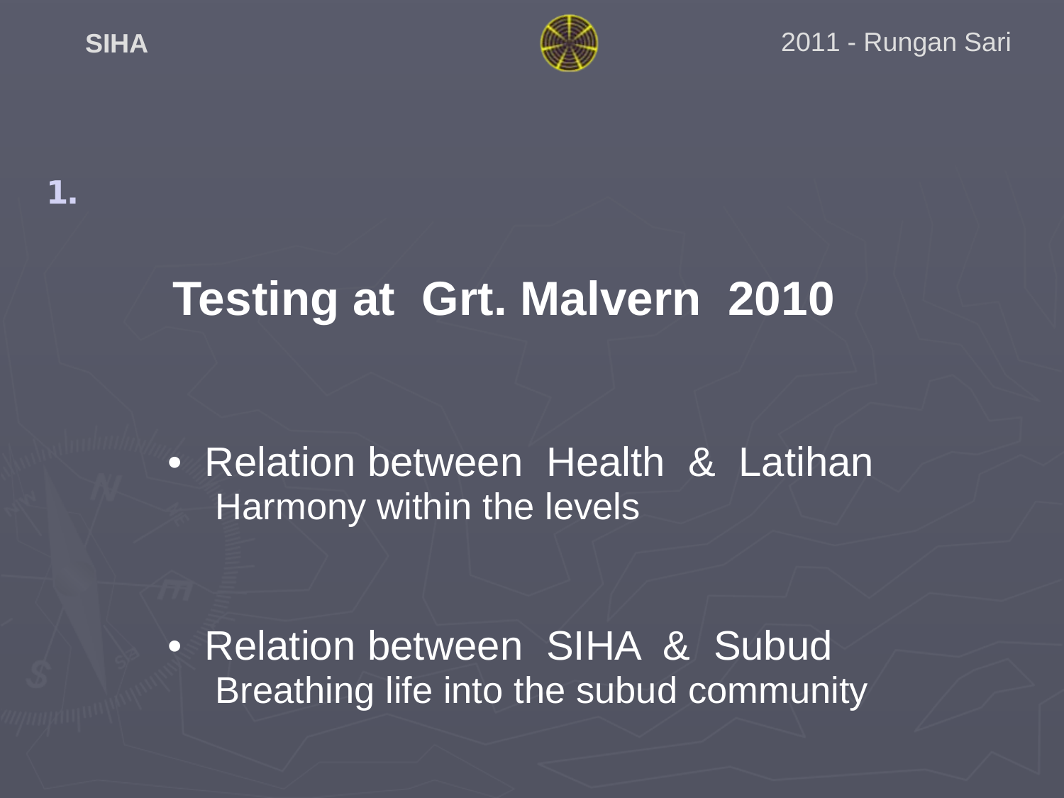1.

# Testing at Grt. Malvern 2010

- Relation between Health & Latihan
  Harmony within the levels

- Relation between SIHA & Subud
  Breathing life into the subud community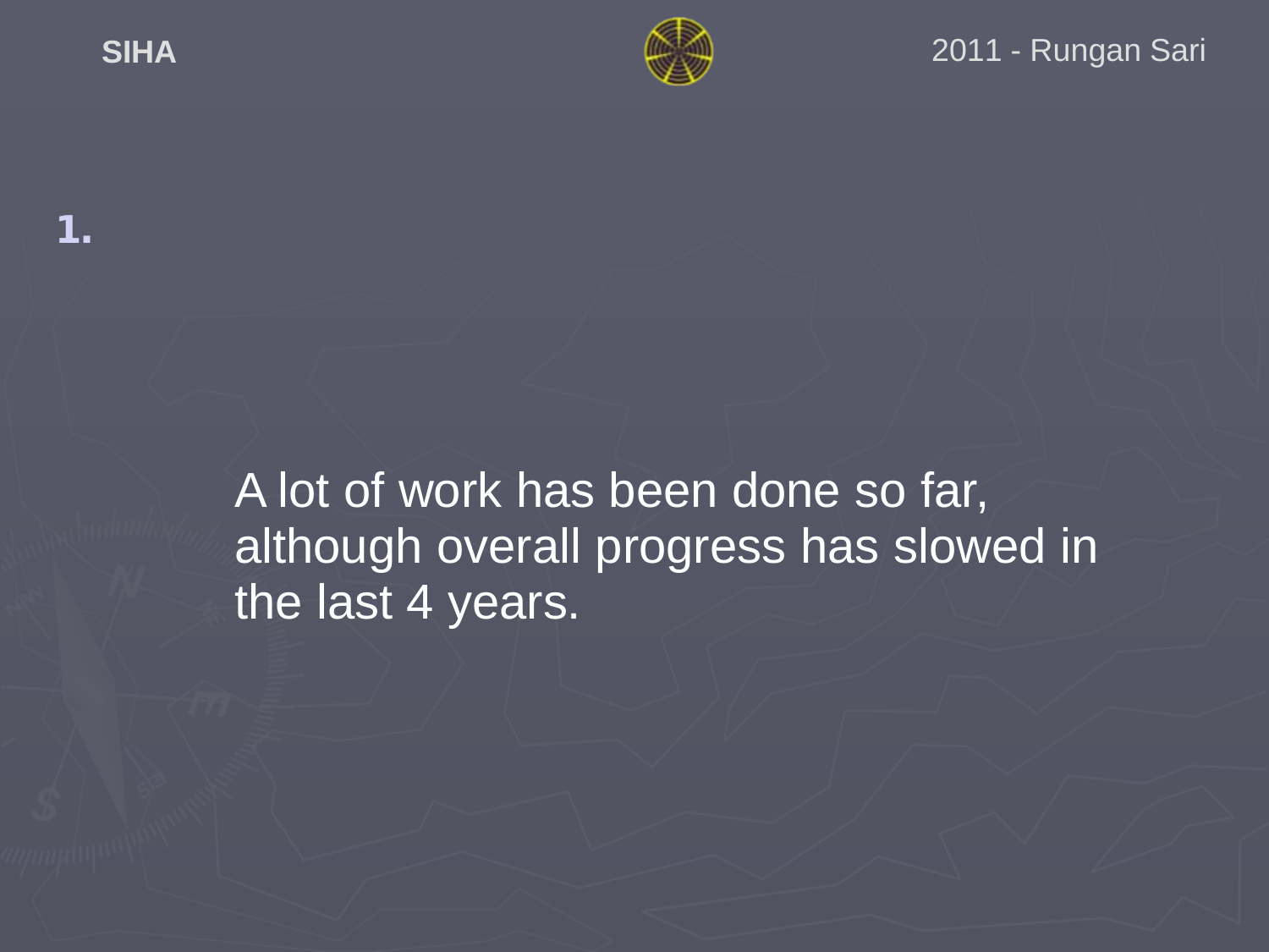**1.**

A lot of work has been done so far, although overall progress has slowed in the last 4 years.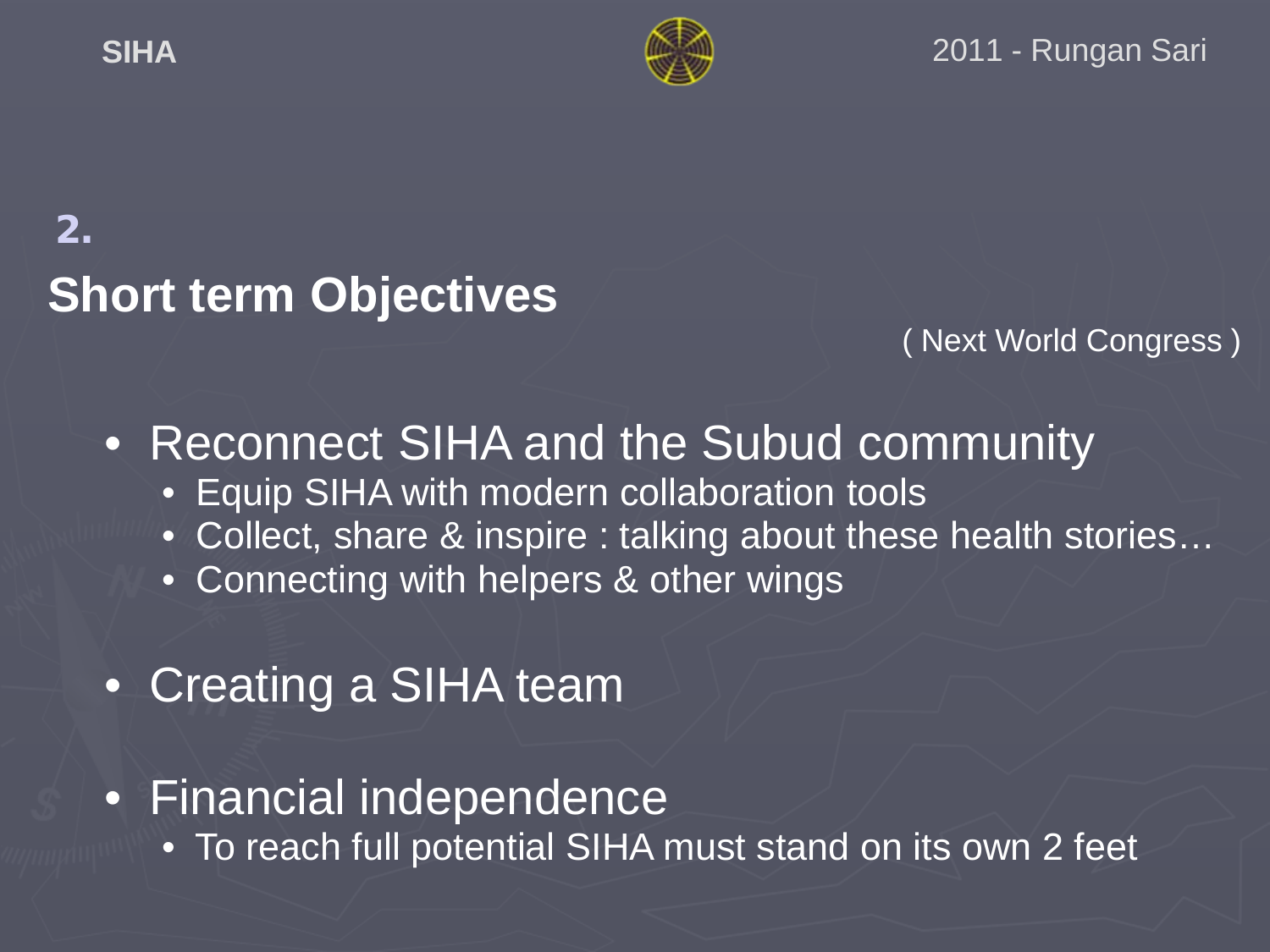2.

## Short term Objectives

( Next World Congress )

- Reconnect SIHA and the Subud community
  - Equip SIHA with modern collaboration tools
  - Collect, share & inspire : talking about these health stories…
  - Connecting with helpers & other wings
- Creating a SIHA team
- Financial independence
  - To reach full potential SIHA must stand on its own 2 feet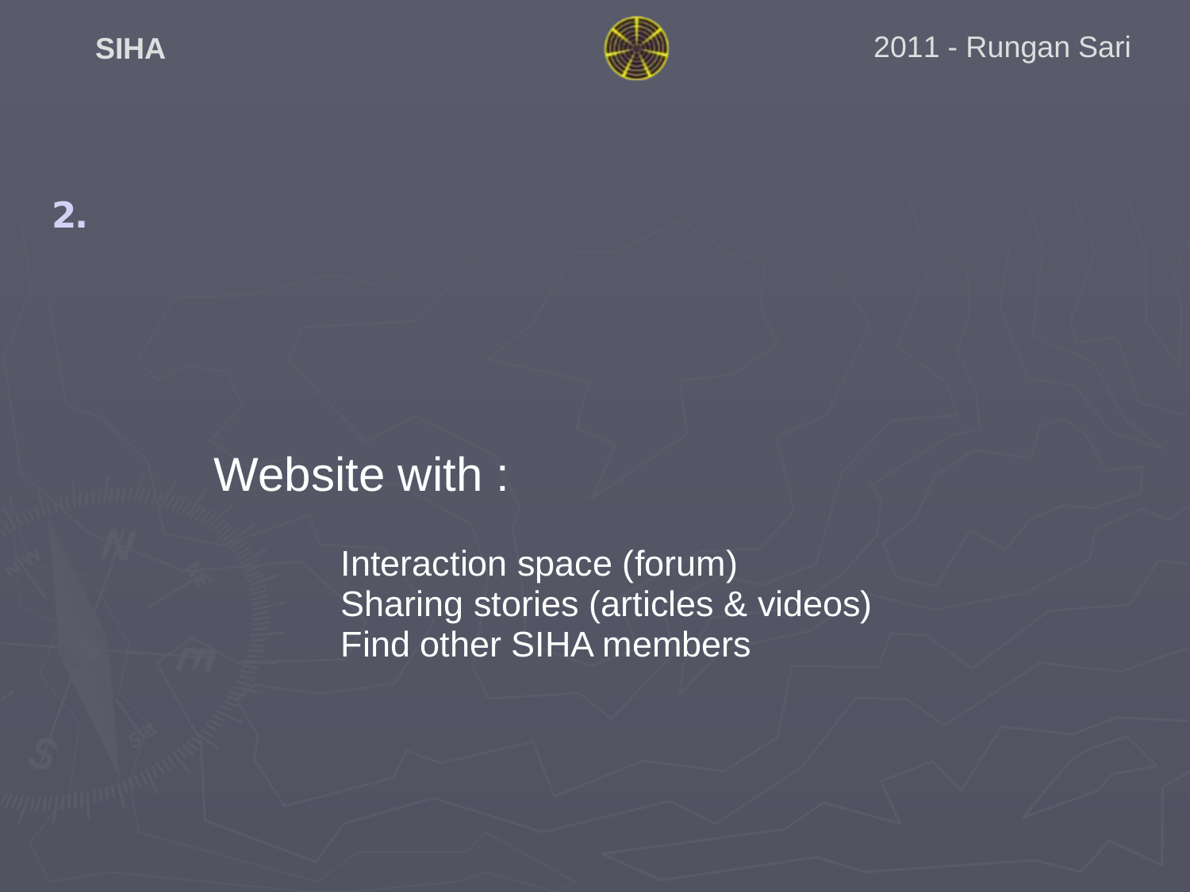**2.**

Website with :

- Interaction space (forum)
- Sharing stories (articles & videos)
- Find other SIHA members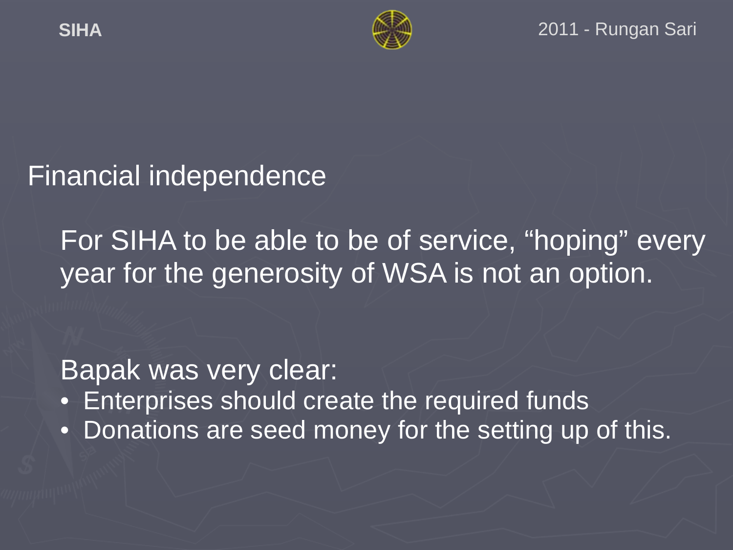# Financial independence

For SIHA to be able to be of service, “hoping” every year for the generosity of WSA is not an option.

Bapak was very clear:

- Enterprises should create the required funds
- Donations are seed money for the setting up of this.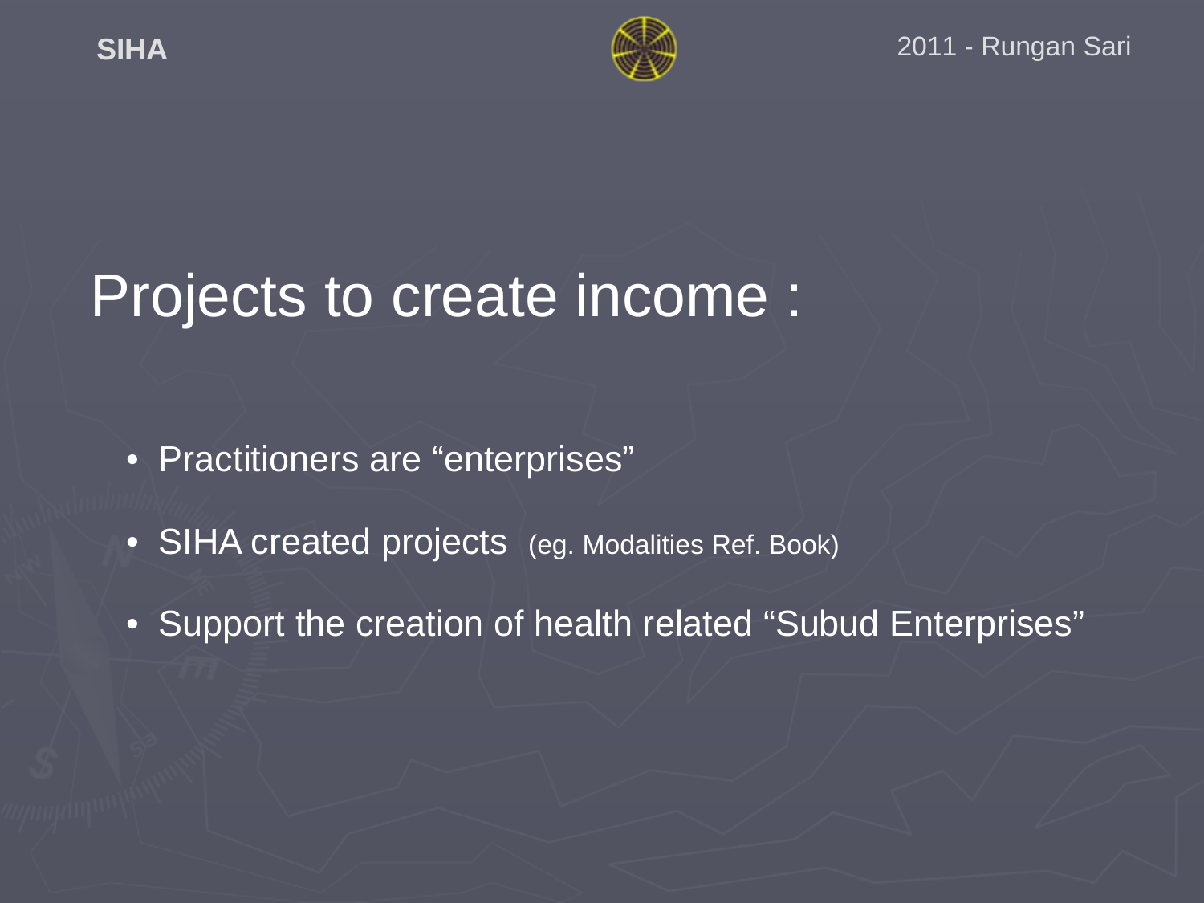# Projects to create income :

- Practitioners are “enterprises”
- SIHA created projects (eg. Modalities Ref. Book)
- Support the creation of health related “Subud Enterprises”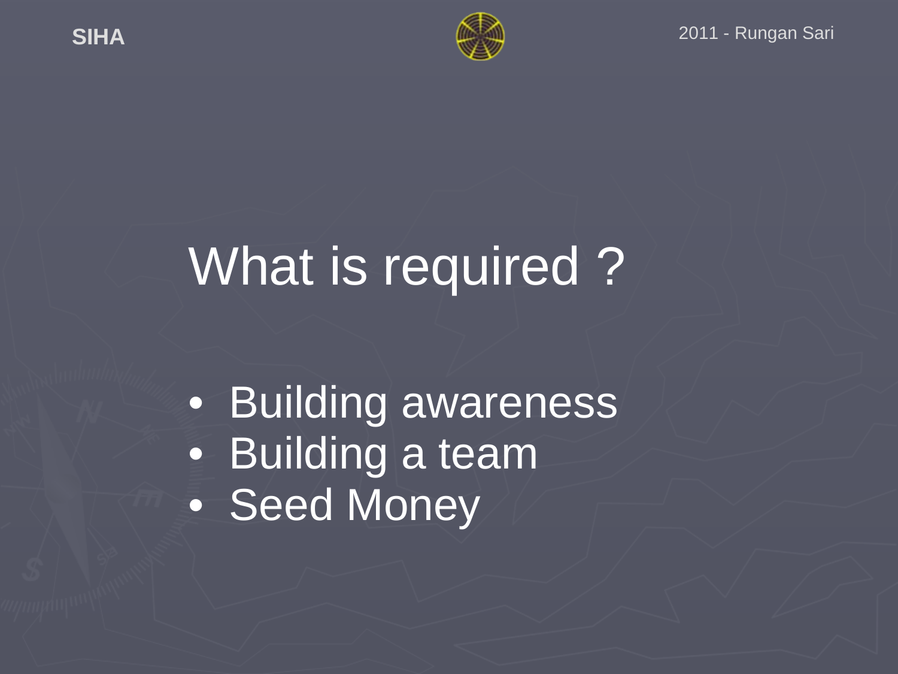# What is required ?

- Building awareness
- Building a team
- Seed Money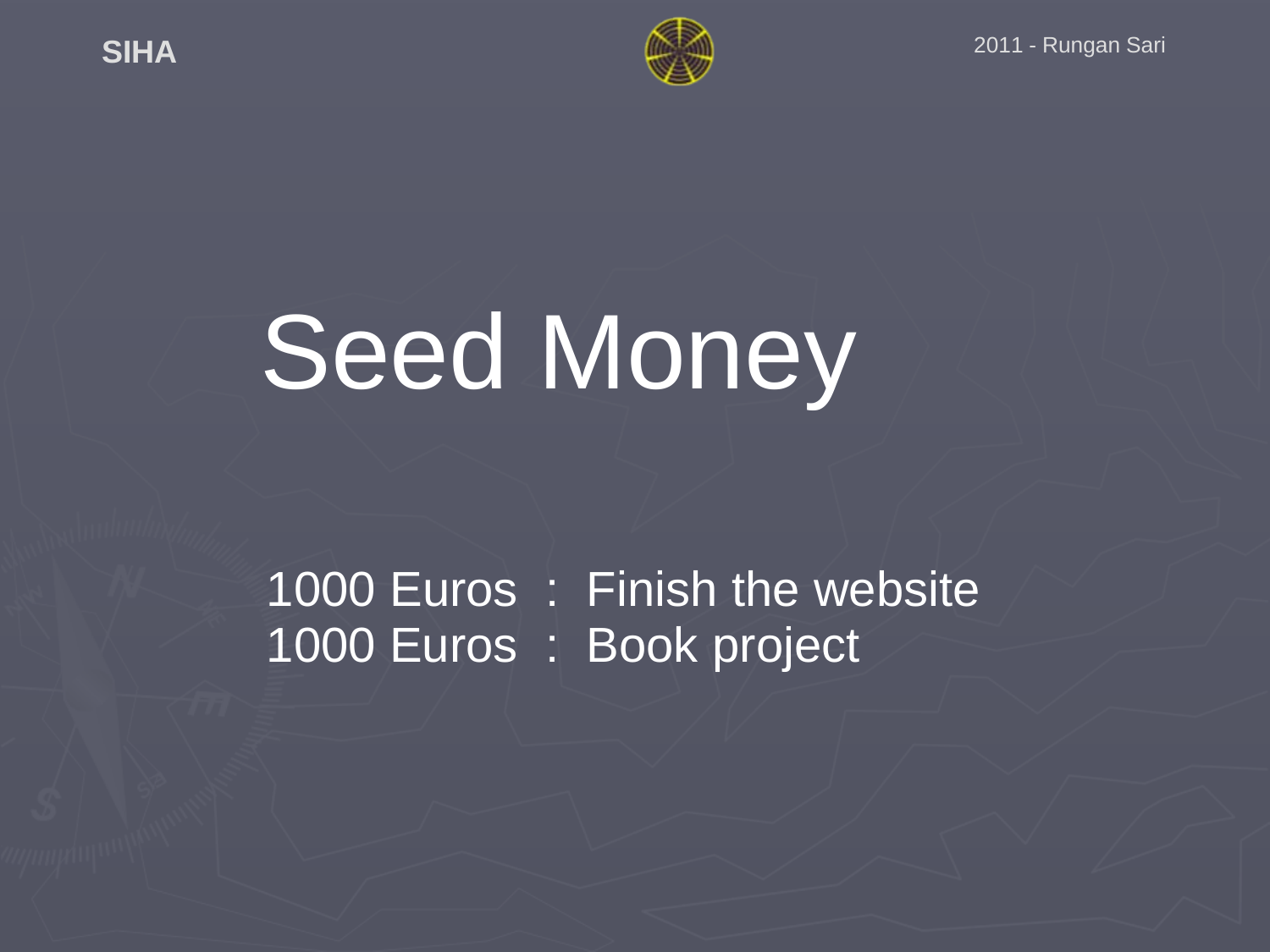# Seed Money

1000 Euros : Finish the website
1000 Euros : Book project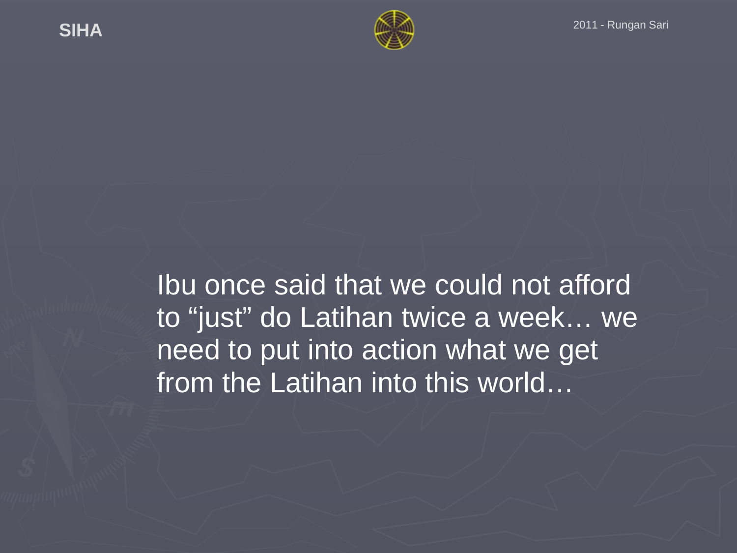Ibu once said that we could not afford to “just” do Latihan twice a week… we need to put into action what we get from the Latihan into this world…